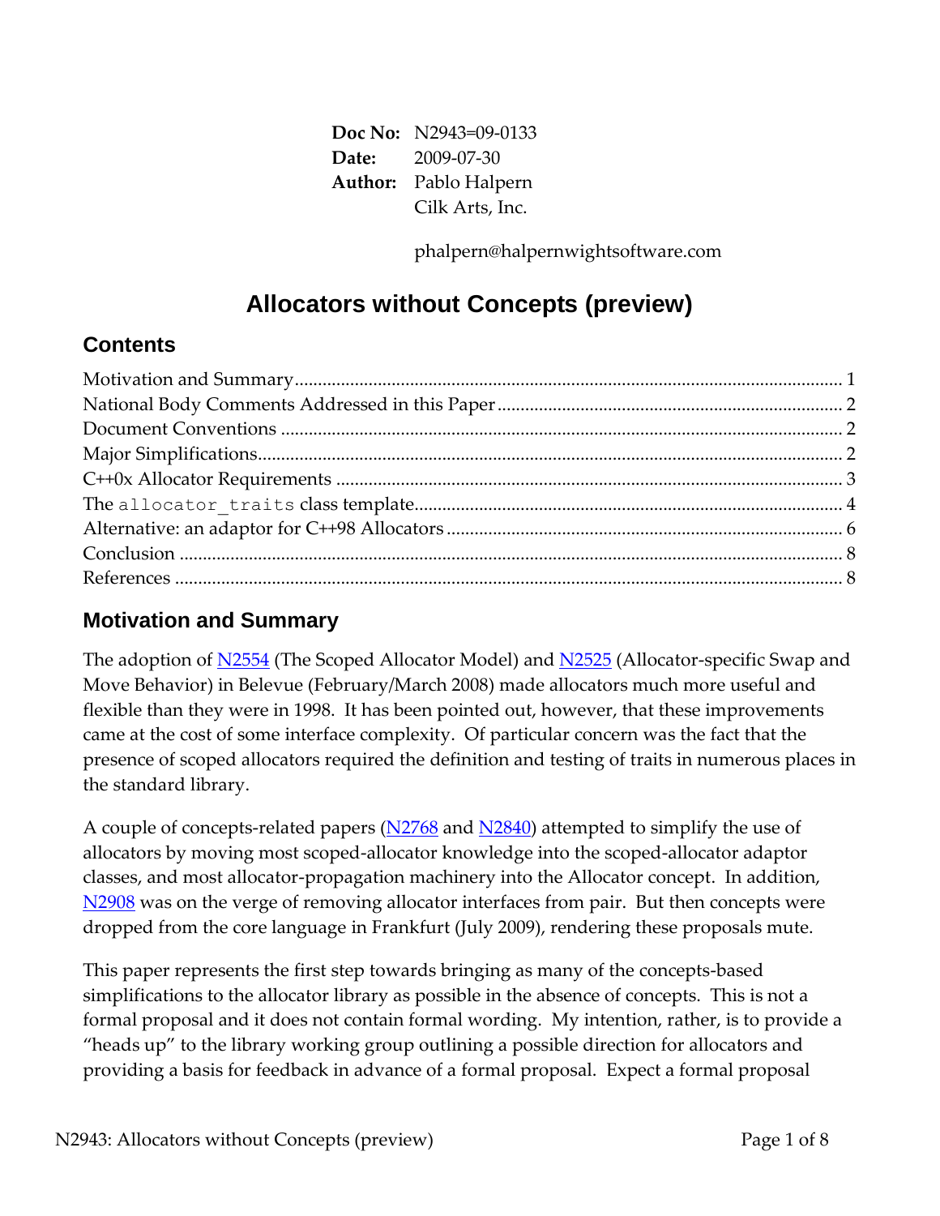**Doc No:** N2943=09-0133
**Date:** 2009-07-30
**Author:** Pablo Halpern
Cilk Arts, Inc.

phalpern@halpernwightsoftware.com

# Allocators without Concepts (preview)

## Contents

Motivation and Summary ..... 1
National Body Comments Addressed in this Paper ..... 2
Document Conventions ..... 2
Major Simplifications ..... 2
C++0x Allocator Requirements ..... 3
The `allocator_traits` class template ..... 4
Alternative: an adaptor for C++98 Allocators ..... 6
Conclusion ..... 8
References ..... 8

## Motivation and Summary

The adoption of N2554 (The Scoped Allocator Model) and N2525 (Allocator-specific Swap and Move Behavior) in Belevue (February/March 2008) made allocators much more useful and flexible than they were in 1998. It has been pointed out, however, that these improvements came at the cost of some interface complexity. Of particular concern was the fact that the presence of scoped allocators required the definition and testing of traits in numerous places in the standard library.

A couple of concepts-related papers (N2768 and N2840) attempted to simplify the use of allocators by moving most scoped-allocator knowledge into the scoped-allocator adaptor classes, and most allocator-propagation machinery into the Allocator concept. In addition, N2908 was on the verge of removing allocator interfaces from pair. But then concepts were dropped from the core language in Frankfurt (July 2009), rendering these proposals mute.

This paper represents the first step towards bringing as many of the concepts-based simplifications to the allocator library as possible in the absence of concepts. This is not a formal proposal and it does not contain formal wording. My intention, rather, is to provide a "heads up" to the library working group outlining a possible direction for allocators and providing a basis for feedback in advance of a formal proposal. Expect a formal proposal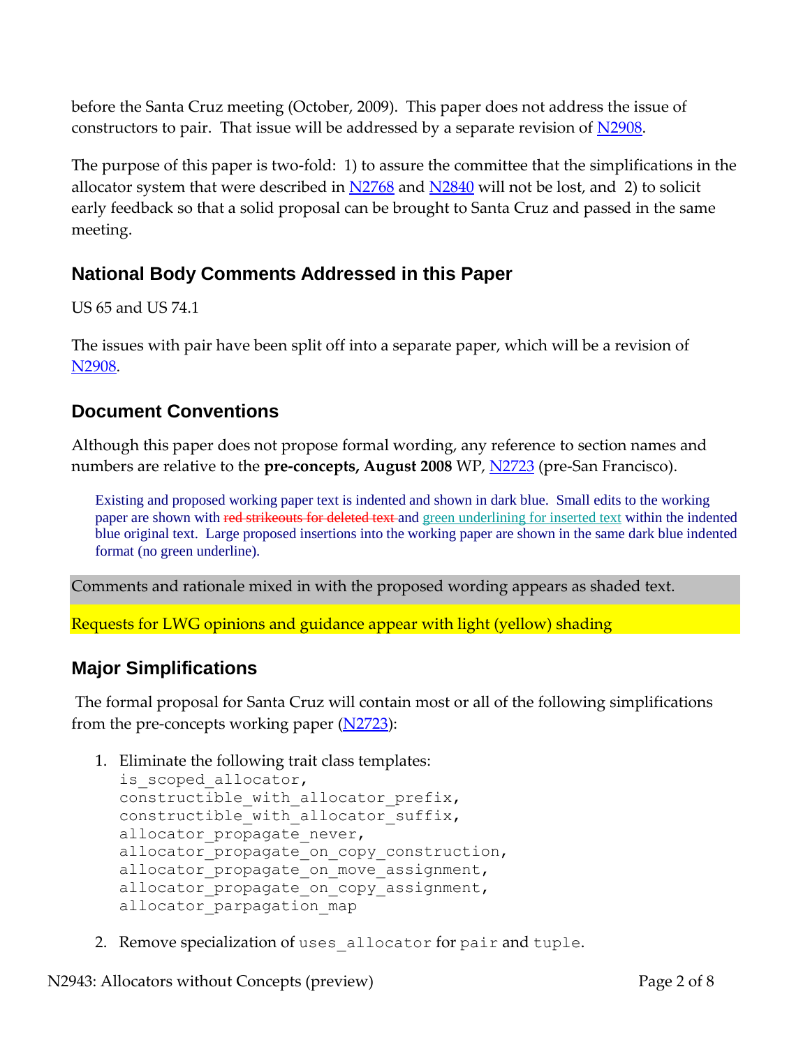before the Santa Cruz meeting (October, 2009). This paper does not address the issue of constructors to pair. That issue will be addressed by a separate revision of N2908.

The purpose of this paper is two-fold: 1) to assure the committee that the simplifications in the allocator system that were described in N2768 and N2840 will not be lost, and 2) to solicit early feedback so that a solid proposal can be brought to Santa Cruz and passed in the same meeting.

## National Body Comments Addressed in this Paper

US 65 and US 74.1

The issues with pair have been split off into a separate paper, which will be a revision of N2908.

## Document Conventions

Although this paper does not propose formal wording, any reference to section names and numbers are relative to the **pre-concepts, August 2008** WP, N2723 (pre-San Francisco).

> Existing and proposed working paper text is indented and shown in dark blue. Small edits to the working paper are shown with ~~red strikeouts for deleted text~~ and <u>green underlining for inserted text</u> within the indented blue original text. Large proposed insertions into the working paper are shown in the same dark blue indented format (no green underline).

Comments and rationale mixed in with the proposed wording appears as shaded text.

Requests for LWG opinions and guidance appear with light (yellow) shading

## Major Simplifications

The formal proposal for Santa Cruz will contain most or all of the following simplifications from the pre-concepts working paper (N2723):

1. Eliminate the following trait class templates:
   ```
   is_scoped_allocator,
   constructible_with_allocator_prefix,
   constructible_with_allocator_suffix,
   allocator_propagate_never,
   allocator_propagate_on_copy_construction,
   allocator_propagate_on_move_assignment,
   allocator_propagate_on_copy_assignment,
   allocator_parpagation_map
   ```
2. Remove specialization of `uses_allocator` for `pair` and `tuple`.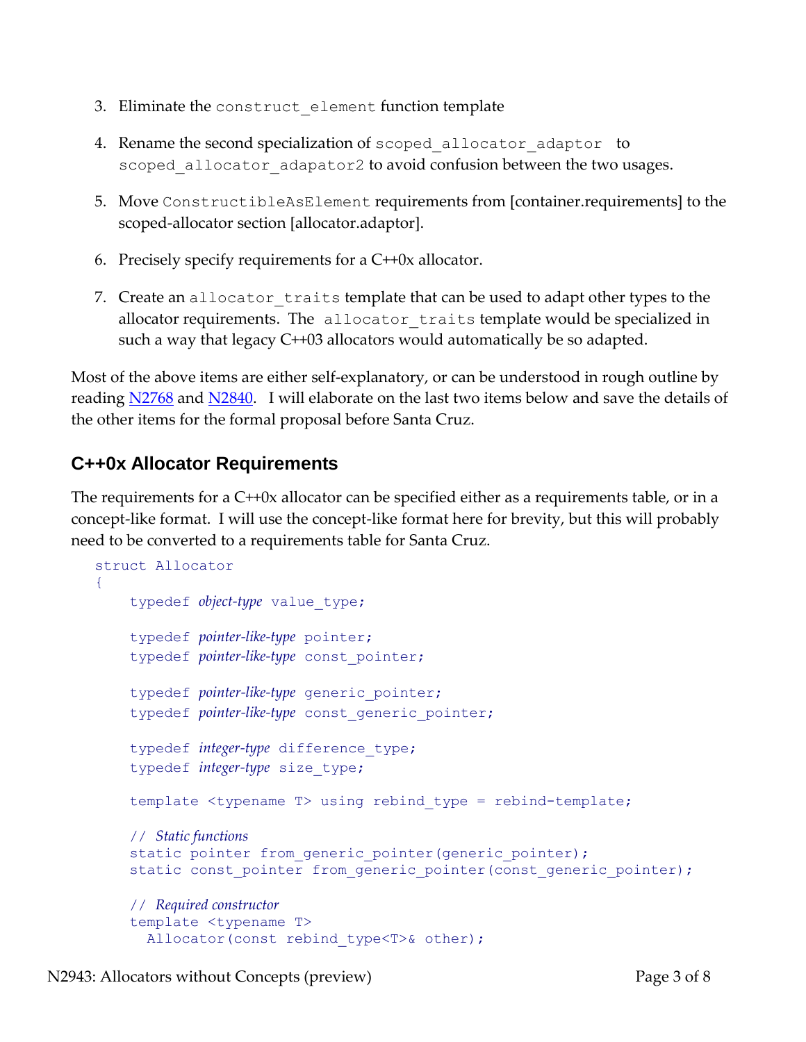3. Eliminate the `construct_element` function template

4. Rename the second specialization of `scoped_allocator_adaptor` to `scoped_allocator_adapator2` to avoid confusion between the two usages.

5. Move `ConstructibleAsElement` requirements from [container.requirements] to the scoped-allocator section [allocator.adaptor].

6. Precisely specify requirements for a C++0x allocator.

7. Create an `allocator_traits` template that can be used to adapt other types to the allocator requirements. The `allocator_traits` template would be specialized in such a way that legacy C++03 allocators would automatically be so adapted.

Most of the above items are either self-explanatory, or can be understood in rough outline by reading N2768 and N2840. I will elaborate on the last two items below and save the details of the other items for the formal proposal before Santa Cruz.

## C++0x Allocator Requirements

The requirements for a C++0x allocator can be specified either as a requirements table, or in a concept-like format. I will use the concept-like format here for brevity, but this will probably need to be converted to a requirements table for Santa Cruz.

```
struct Allocator
{
    typedef object-type value_type;

    typedef pointer-like-type pointer;
    typedef pointer-like-type const_pointer;

    typedef pointer-like-type generic_pointer;
    typedef pointer-like-type const_generic_pointer;

    typedef integer-type difference_type;
    typedef integer-type size_type;

    template <typename T> using rebind_type = rebind-template;

    // Static functions
    static pointer from_generic_pointer(generic_pointer);
    static const_pointer from_generic_pointer(const_generic_pointer);

    // Required constructor
    template <typename T>
      Allocator(const rebind_type<T>& other);
```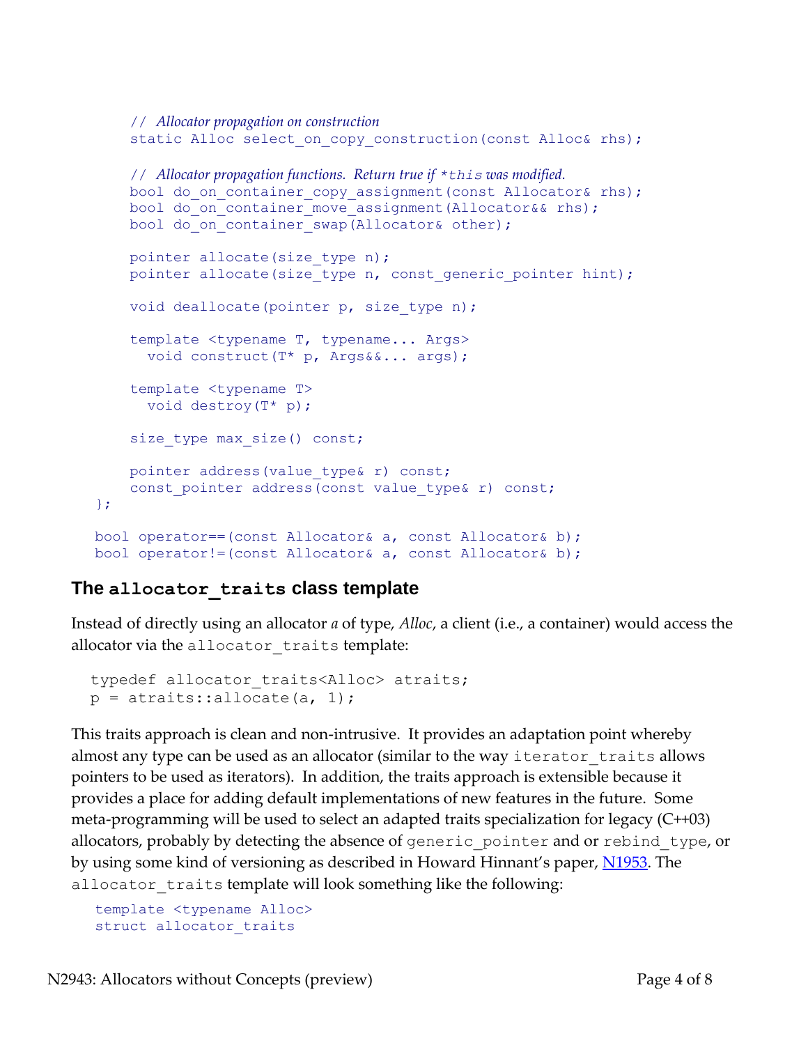```
    // Allocator propagation on construction
    static Alloc select_on_copy_construction(const Alloc& rhs);

    // Allocator propagation functions.  Return true if *this was modified.
    bool do_on_container_copy_assignment(const Allocator& rhs);
    bool do_on_container_move_assignment(Allocator&& rhs);
    bool do_on_container_swap(Allocator& other);

    pointer allocate(size_type n);
    pointer allocate(size_type n, const_generic_pointer hint);

    void deallocate(pointer p, size_type n);

    template <typename T, typename... Args>
      void construct(T* p, Args&&... args);

    template <typename T>
      void destroy(T* p);

    size_type max_size() const;

    pointer address(value_type& r) const;
    const_pointer address(const value_type& r) const;
};

bool operator==(const Allocator& a, const Allocator& b);
bool operator!=(const Allocator& a, const Allocator& b);
```

## The `allocator_traits` class template

Instead of directly using an allocator *a* of type, *Alloc*, a client (i.e., a container) would access the allocator via the `allocator_traits` template:

```
typedef allocator_traits<Alloc> atraits;
p = atraits::allocate(a, 1);
```

This traits approach is clean and non-intrusive. It provides an adaptation point whereby almost any type can be used as an allocator (similar to the way `iterator_traits` allows pointers to be used as iterators). In addition, the traits approach is extensible because it provides a place for adding default implementations of new features in the future. Some meta-programming will be used to select an adapted traits specialization for legacy (C++03) allocators, probably by detecting the absence of `generic_pointer` and or `rebind_type`, or by using some kind of versioning as described in Howard Hinnant's paper, N1953. The `allocator_traits` template will look something like the following:

```
template <typename Alloc>
struct allocator_traits
```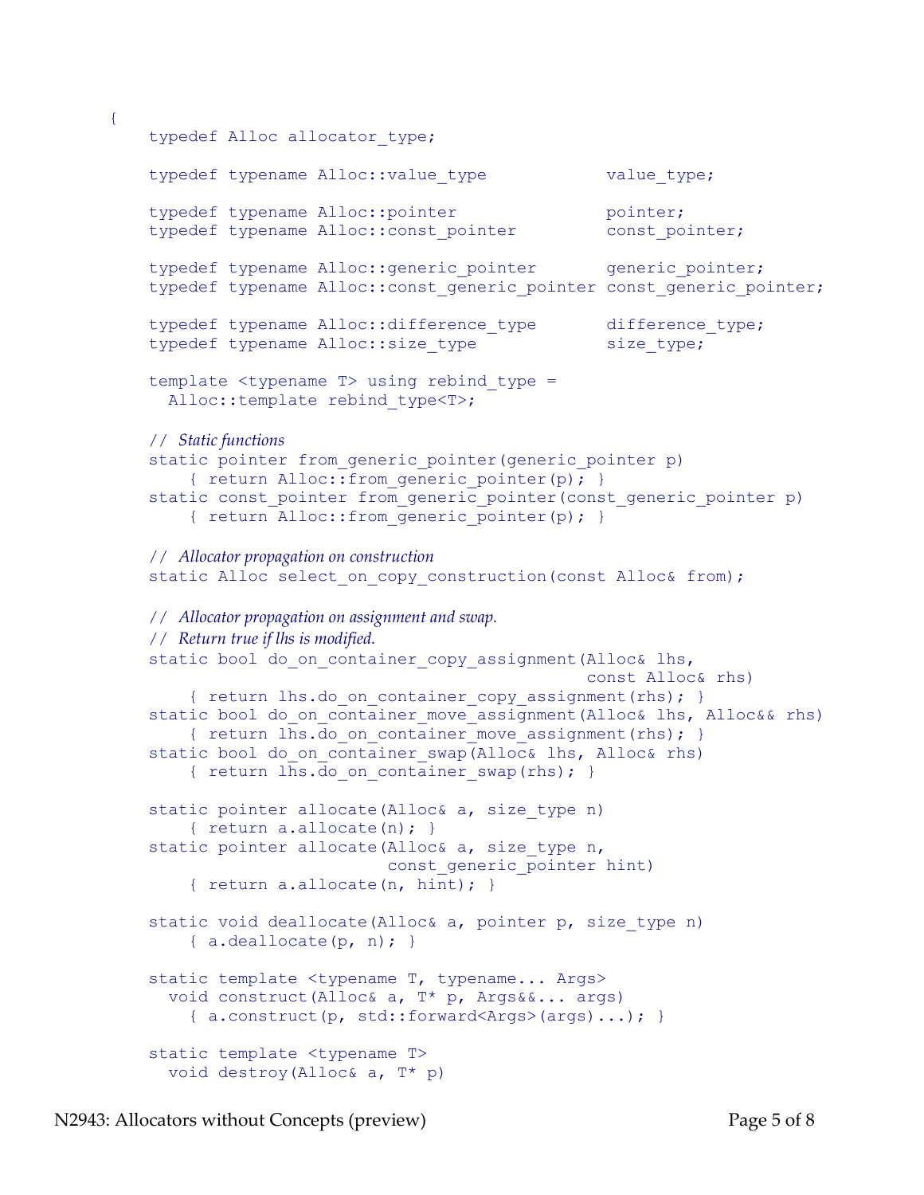```
{
    typedef Alloc allocator_type;

    typedef typename Alloc::value_type           value_type;

    typedef typename Alloc::pointer              pointer;
    typedef typename Alloc::const_pointer        const_pointer;

    typedef typename Alloc::generic_pointer      generic_pointer;
    typedef typename Alloc::const_generic_pointer const_generic_pointer;

    typedef typename Alloc::difference_type      difference_type;
    typedef typename Alloc::size_type            size_type;

    template <typename T> using rebind_type =
      Alloc::template rebind_type<T>;

    // Static functions
    static pointer from_generic_pointer(generic_pointer p)
        { return Alloc::from_generic_pointer(p); }
    static const_pointer from_generic_pointer(const_generic_pointer p)
        { return Alloc::from_generic_pointer(p); }

    // Allocator propagation on construction
    static Alloc select_on_copy_construction(const Alloc& from);

    // Allocator propagation on assignment and swap.
    // Return true if lhs is modified.
    static bool do_on_container_copy_assignment(Alloc& lhs,
                                                const Alloc& rhs)
        { return lhs.do_on_container_copy_assignment(rhs); }
    static bool do_on_container_move_assignment(Alloc& lhs, Alloc&& rhs)
        { return lhs.do_on_container_move_assignment(rhs); }
    static bool do_on_container_swap(Alloc& lhs, Alloc& rhs)
        { return lhs.do_on_container_swap(rhs); }

    static pointer allocate(Alloc& a, size_type n)
        { return a.allocate(n); }
    static pointer allocate(Alloc& a, size_type n,
                            const_generic_pointer hint)
        { return a.allocate(n, hint); }

    static void deallocate(Alloc& a, pointer p, size_type n)
        { a.deallocate(p, n); }

    static template <typename T, typename... Args>
      void construct(Alloc& a, T* p, Args&&... args)
        { a.construct(p, std::forward<Args>(args)...); }

    static template <typename T>
      void destroy(Alloc& a, T* p)
```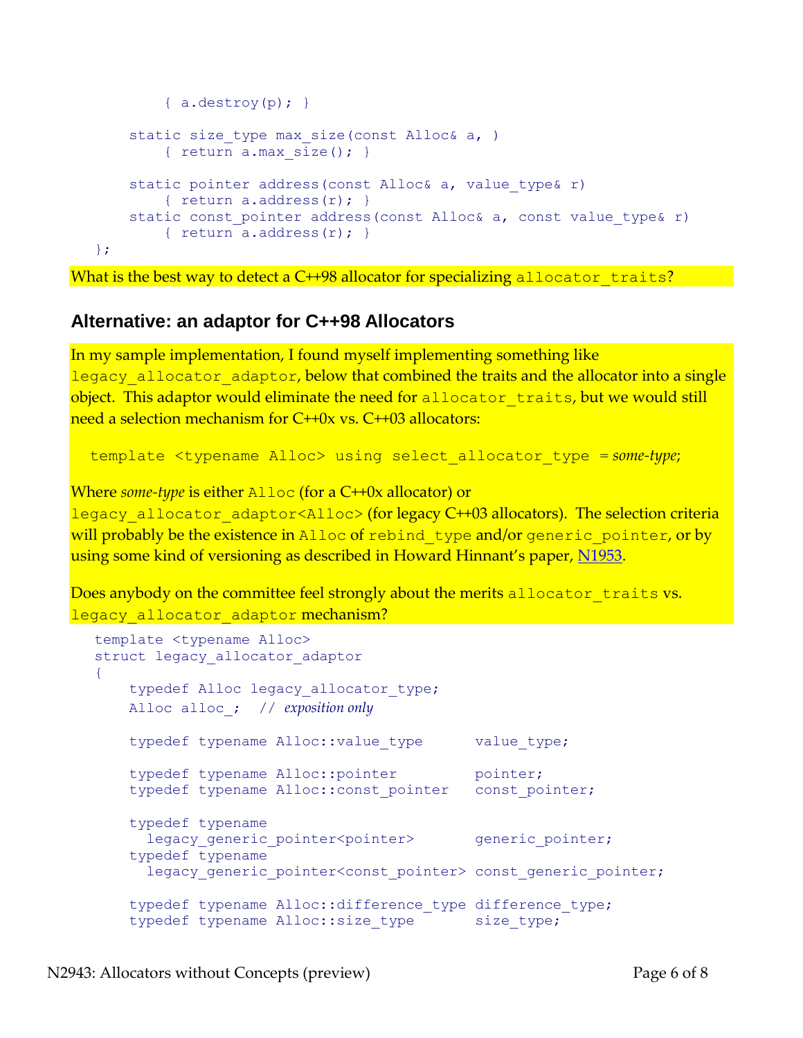```
        { a.destroy(p); }

    static size_type max_size(const Alloc& a, )
        { return a.max_size(); }

    static pointer address(const Alloc& a, value_type& r)
        { return a.address(r); }
    static const_pointer address(const Alloc& a, const value_type& r)
        { return a.address(r); }
};
```

What is the best way to detect a C++98 allocator for specializing `allocator_traits`?

## Alternative: an adaptor for C++98 Allocators

In my sample implementation, I found myself implementing something like `legacy_allocator_adaptor`, below that combined the traits and the allocator into a single object. This adaptor would eliminate the need for `allocator_traits`, but we would still need a selection mechanism for C++0x vs. C++03 allocators:

```
template <typename Alloc> using select_allocator_type = some-type;
```

Where *some-type* is either `Alloc` (for a C++0x allocator) or `legacy_allocator_adaptor<Alloc>` (for legacy C++03 allocators). The selection criteria will probably be the existence in `Alloc` of `rebind_type` and/or `generic_pointer`, or by using some kind of versioning as described in Howard Hinnant's paper, N1953.

Does anybody on the committee feel strongly about the merits `allocator_traits` vs. `legacy_allocator_adaptor` mechanism?

```
template <typename Alloc>
struct legacy_allocator_adaptor
{
    typedef Alloc legacy_allocator_type;
    Alloc alloc_;   // exposition only

    typedef typename Alloc::value_type      value_type;

    typedef typename Alloc::pointer         pointer;
    typedef typename Alloc::const_pointer   const_pointer;

    typedef typename
      legacy_generic_pointer<pointer>       generic_pointer;
    typedef typename
      legacy_generic_pointer<const_pointer> const_generic_pointer;

    typedef typename Alloc::difference_type difference_type;
    typedef typename Alloc::size_type       size_type;
```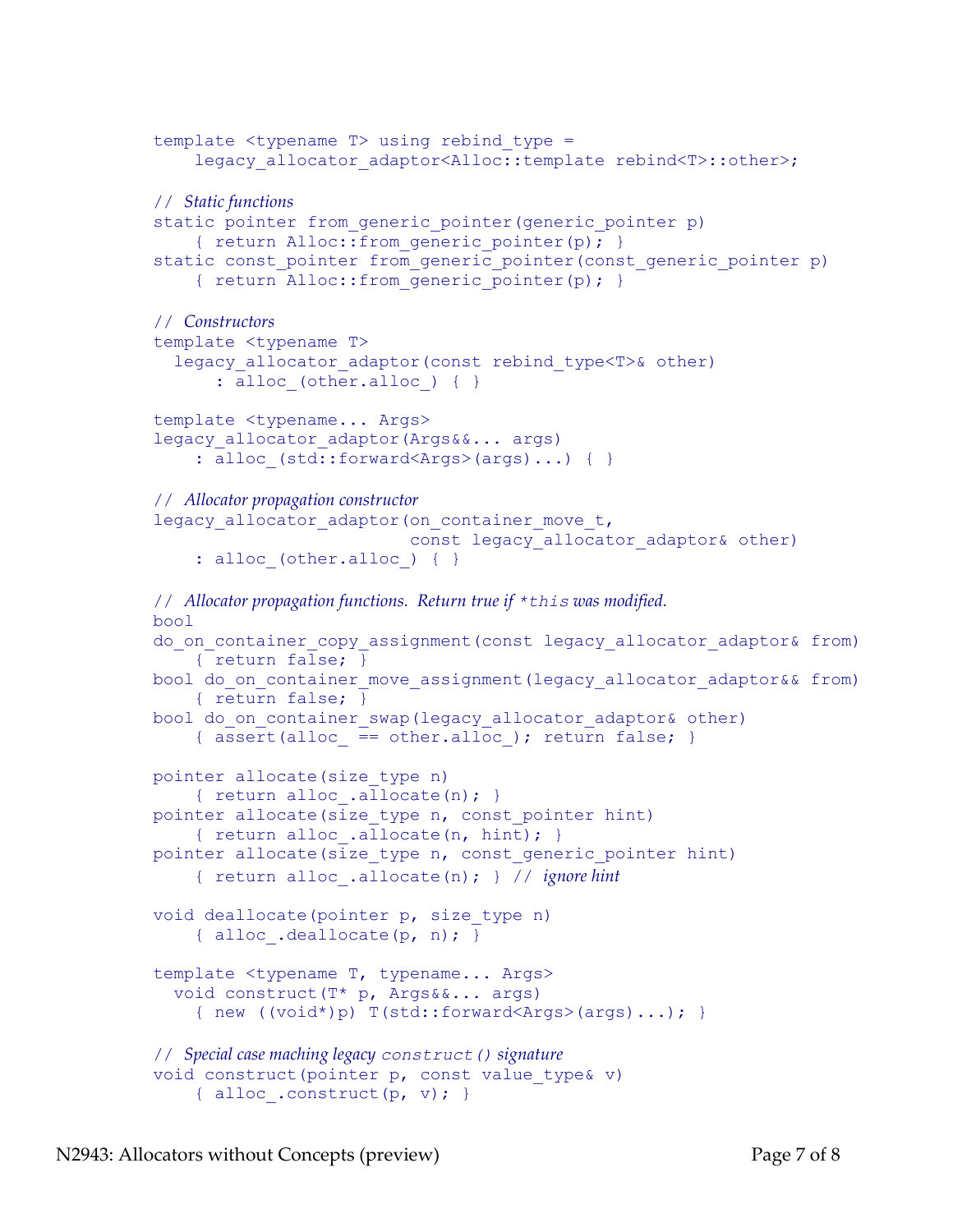```
template <typename T> using rebind_type =
    legacy_allocator_adaptor<Alloc::template rebind<T>::other>;

// Static functions
static pointer from_generic_pointer(generic_pointer p)
    { return Alloc::from_generic_pointer(p); }
static const_pointer from_generic_pointer(const_generic_pointer p)
    { return Alloc::from_generic_pointer(p); }

// Constructors
template <typename T>
  legacy_allocator_adaptor(const rebind_type<T>& other)
      : alloc_(other.alloc_) { }

template <typename... Args>
legacy_allocator_adaptor(Args&&... args)
    : alloc_(std::forward<Args>(args)...) { }

// Allocator propagation constructor
legacy_allocator_adaptor(on_container_move_t,
                         const legacy_allocator_adaptor& other)
    : alloc_(other.alloc_) { }

// Allocator propagation functions.  Return true if *this was modified.
bool
do_on_container_copy_assignment(const legacy_allocator_adaptor& from)
    { return false; }
bool do_on_container_move_assignment(legacy_allocator_adaptor&& from)
    { return false; }
bool do_on_container_swap(legacy_allocator_adaptor& other)
    { assert(alloc_ == other.alloc_); return false; }

pointer allocate(size_type n)
    { return alloc_.allocate(n); }
pointer allocate(size_type n, const_pointer hint)
    { return alloc_.allocate(n, hint); }
pointer allocate(size_type n, const_generic_pointer hint)
    { return alloc_.allocate(n); } // ignore hint

void deallocate(pointer p, size_type n)
    { alloc_.deallocate(p, n); }

template <typename T, typename... Args>
  void construct(T* p, Args&&... args)
    { new ((void*)p) T(std::forward<Args>(args)...); }

// Special case maching legacy construct() signature
void construct(pointer p, const value_type& v)
    { alloc_.construct(p, v); }
```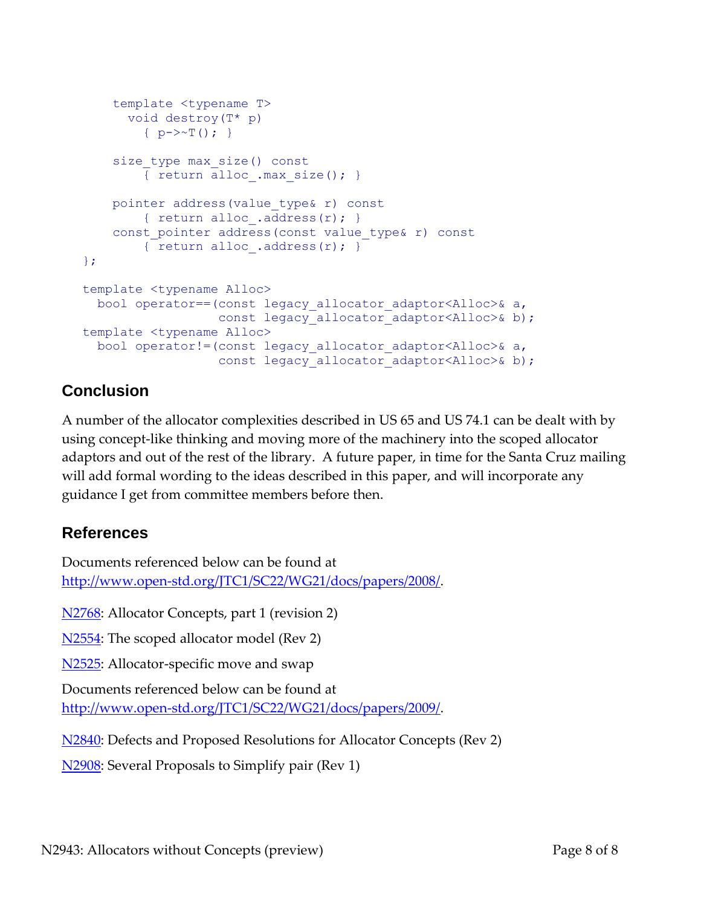```
    template <typename T>
      void destroy(T* p)
        { p->~T(); }

    size_type max_size() const
        { return alloc_.max_size(); }

    pointer address(value_type& r) const
        { return alloc_.address(r); }
    const_pointer address(const value_type& r) const
        { return alloc_.address(r); }
};

template <typename Alloc>
  bool operator==(const legacy_allocator_adaptor<Alloc>& a,
                  const legacy_allocator_adaptor<Alloc>& b);
template <typename Alloc>
  bool operator!=(const legacy_allocator_adaptor<Alloc>& a,
                  const legacy_allocator_adaptor<Alloc>& b);
```

## Conclusion

A number of the allocator complexities described in US 65 and US 74.1 can be dealt with by using concept-like thinking and moving more of the machinery into the scoped allocator adaptors and out of the rest of the library. A future paper, in time for the Santa Cruz mailing will add formal wording to the ideas described in this paper, and will incorporate any guidance I get from committee members before then.

## References

Documents referenced below can be found at http://www.open-std.org/JTC1/SC22/WG21/docs/papers/2008/.

N2768: Allocator Concepts, part 1 (revision 2)

N2554: The scoped allocator model (Rev 2)

N2525: Allocator-specific move and swap

Documents referenced below can be found at http://www.open-std.org/JTC1/SC22/WG21/docs/papers/2009/.

N2840: Defects and Proposed Resolutions for Allocator Concepts (Rev 2)

N2908: Several Proposals to Simplify pair (Rev 1)